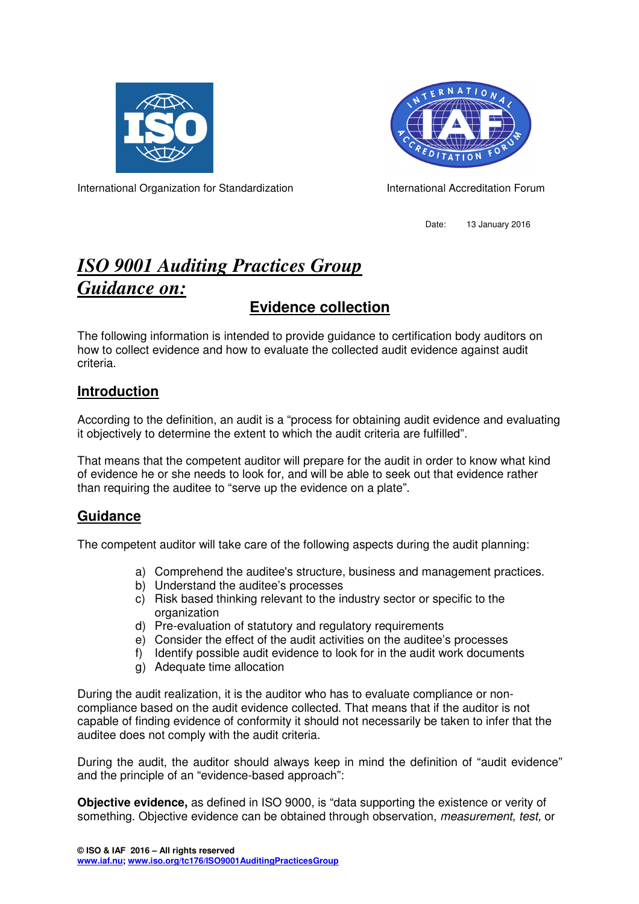International Organization for Standardization

International Accreditation Forum

Date: 13 January 2016

# *ISO 9001 Auditing Practices Group Guidance on:*

## Evidence collection

The following information is intended to provide guidance to certification body auditors on how to collect evidence and how to evaluate the collected audit evidence against audit criteria.

## Introduction

According to the definition, an audit is a "process for obtaining audit evidence and evaluating it objectively to determine the extent to which the audit criteria are fulfilled".

That means that the competent auditor will prepare for the audit in order to know what kind of evidence he or she needs to look for, and will be able to seek out that evidence rather than requiring the auditee to "serve up the evidence on a plate".

## Guidance

The competent auditor will take care of the following aspects during the audit planning:

a) Comprehend the auditee's structure, business and management practices.
b) Understand the auditee's processes
c) Risk based thinking relevant to the industry sector or specific to the organization
d) Pre-evaluation of statutory and regulatory requirements
e) Consider the effect of the audit activities on the auditee's processes
f) Identify possible audit evidence to look for in the audit work documents
g) Adequate time allocation

During the audit realization, it is the auditor who has to evaluate compliance or non-compliance based on the audit evidence collected. That means that if the auditor is not capable of finding evidence of conformity it should not necessarily be taken to infer that the auditee does not comply with the audit criteria.

During the audit, the auditor should always keep in mind the definition of "audit evidence" and the principle of an "evidence-based approach":

**Objective evidence,** as defined in ISO 9000, is "data supporting the existence or verity of something. Objective evidence can be obtained through observation, *measurement, test,* or

© ISO & IAF 2016 – All rights reserved
www.iaf.nu; www.iso.org/tc176/ISO9001AuditingPracticesGroup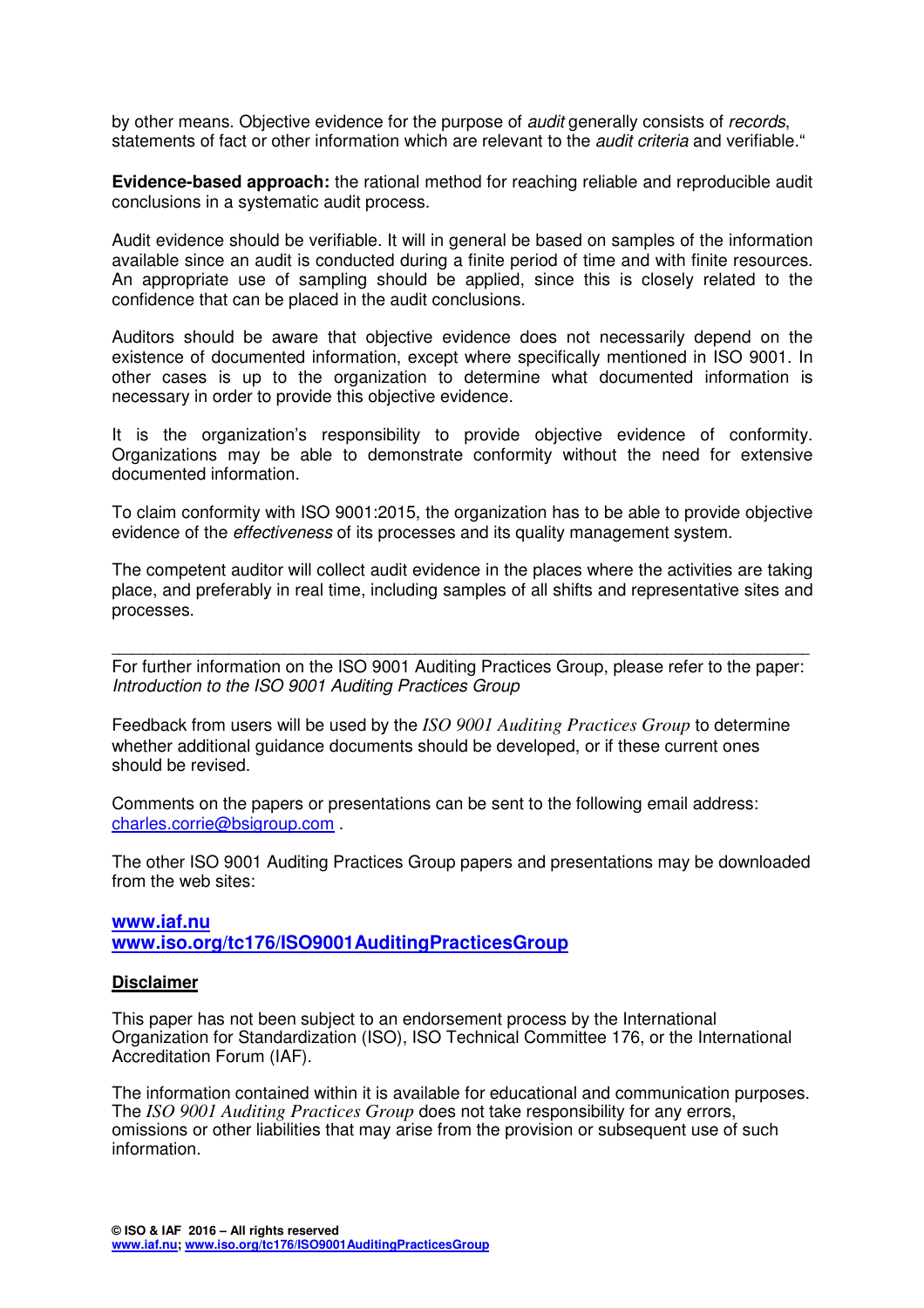by other means. Objective evidence for the purpose of *audit* generally consists of *records*, statements of fact or other information which are relevant to the *audit criteria* and verifiable."

**Evidence-based approach:** the rational method for reaching reliable and reproducible audit conclusions in a systematic audit process.

Audit evidence should be verifiable. It will in general be based on samples of the information available since an audit is conducted during a finite period of time and with finite resources. An appropriate use of sampling should be applied, since this is closely related to the confidence that can be placed in the audit conclusions.

Auditors should be aware that objective evidence does not necessarily depend on the existence of documented information, except where specifically mentioned in ISO 9001. In other cases is up to the organization to determine what documented information is necessary in order to provide this objective evidence.

It is the organization's responsibility to provide objective evidence of conformity. Organizations may be able to demonstrate conformity without the need for extensive documented information.

To claim conformity with ISO 9001:2015, the organization has to be able to provide objective evidence of the *effectiveness* of its processes and its quality management system.

The competent auditor will collect audit evidence in the places where the activities are taking place, and preferably in real time, including samples of all shifts and representative sites and processes.

---

For further information on the ISO 9001 Auditing Practices Group, please refer to the paper: *Introduction to the ISO 9001 Auditing Practices Group*

Feedback from users will be used by the *ISO 9001 Auditing Practices Group* to determine whether additional guidance documents should be developed, or if these current ones should be revised.

Comments on the papers or presentations can be sent to the following email address: charles.corrie@bsigroup.com .

The other ISO 9001 Auditing Practices Group papers and presentations may be downloaded from the web sites:

**www.iaf.nu**
**www.iso.org/tc176/ISO9001AuditingPracticesGroup**

**Disclaimer**

This paper has not been subject to an endorsement process by the International Organization for Standardization (ISO), ISO Technical Committee 176, or the International Accreditation Forum (IAF).

The information contained within it is available for educational and communication purposes. The *ISO 9001 Auditing Practices Group* does not take responsibility for any errors, omissions or other liabilities that may arise from the provision or subsequent use of such information.